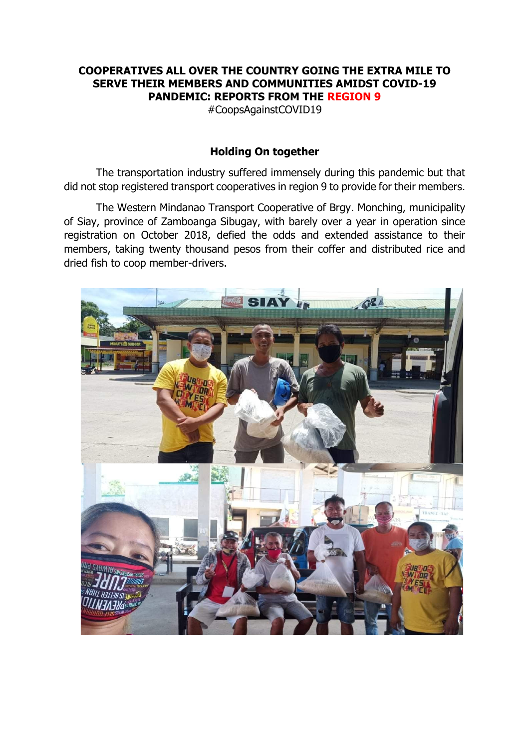# COOPERATIVES ALL OVER THE COUNTRY GOING THE EXTRA MILE TO SERVE THEIR MEMBERS AND COMMUNITIES AMIDST COVID-19 PANDEMIC: REPORTS FROM THE REGION 9

#CoopsAgainstCOVID19

## Holding On together

The transportation industry suffered immensely during this pandemic but that did not stop registered transport cooperatives in region 9 to provide for their members.

The Western Mindanao Transport Cooperative of Brgy. Monching, municipality of Siay, province of Zamboanga Sibugay, with barely over a year in operation since registration on October 2018, defied the odds and extended assistance to their members, taking twenty thousand pesos from their coffer and distributed rice and dried fish to coop member-drivers.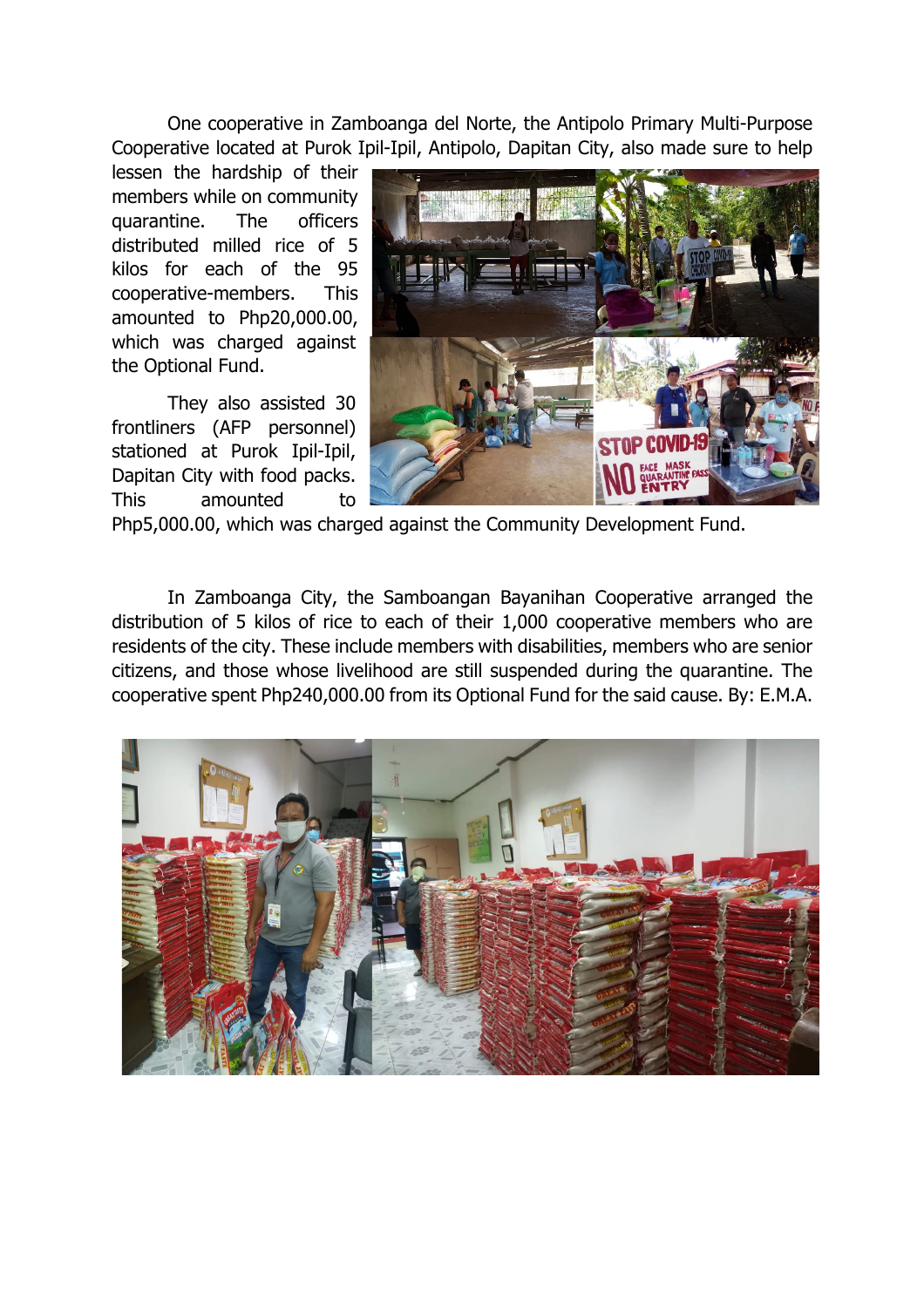One cooperative in Zamboanga del Norte, the Antipolo Primary Multi-Purpose Cooperative located at Purok Ipil-Ipil, Antipolo, Dapitan City, also made sure to help lessen the hardship of their members while on community quarantine. The officers distributed milled rice of 5 kilos for each of the 95 cooperative-members. This amounted to Php20,000.00, which was charged against the Optional Fund.

They also assisted 30 frontliners (AFP personnel) stationed at Purok Ipil-Ipil, Dapitan City with food packs. This amounted to Php5,000.00, which was charged against the Community Development Fund.

In Zamboanga City, the Samboangan Bayanihan Cooperative arranged the distribution of 5 kilos of rice to each of their 1,000 cooperative members who are residents of the city. These include members with disabilities, members who are senior citizens, and those whose livelihood are still suspended during the quarantine. The cooperative spent Php240,000.00 from its Optional Fund for the said cause. By: E.M.A.